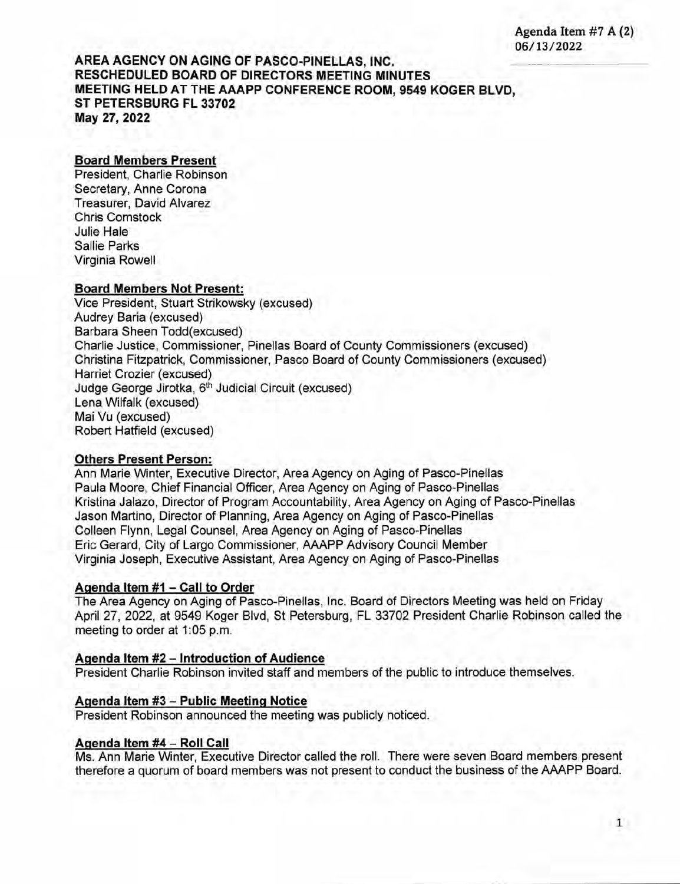Agenda Item #7 A (2)
06/13/2022

**AREA AGENCY ON AGING OF PASCO-PINELLAS, INC.**
**RESCHEDULED BOARD OF DIRECTORS MEETING MINUTES**
**MEETING HELD AT THE AAAPP CONFERENCE ROOM, 9549 KOGER BLVD, ST PETERSBURG FL 33702**
**May 27, 2022**

**Board Members Present**

President, Charlie Robinson
Secretary, Anne Corona
Treasurer, David Alvarez
Chris Comstock
Julie Hale
Sallie Parks
Virginia Rowell

**Board Members Not Present:**

Vice President, Stuart Strikowsky (excused)
Audrey Baria (excused)
Barbara Sheen Todd(excused)
Charlie Justice, Commissioner, Pinellas Board of County Commissioners (excused)
Christina Fitzpatrick, Commissioner, Pasco Board of County Commissioners (excused)
Harriet Crozier (excused)
Judge George Jirotka, 6th Judicial Circuit (excused)
Lena Wilfalk (excused)
Mai Vu (excused)
Robert Hatfield (excused)

**Others Present Person:**

Ann Marie Winter, Executive Director, Area Agency on Aging of Pasco-Pinellas
Paula Moore, Chief Financial Officer, Area Agency on Aging of Pasco-Pinellas
Kristina Jalazo, Director of Program Accountability, Area Agency on Aging of Pasco-Pinellas
Jason Martino, Director of Planning, Area Agency on Aging of Pasco-Pinellas
Colleen Flynn, Legal Counsel, Area Agency on Aging of Pasco-Pinellas
Eric Gerard, City of Largo Commissioner, AAAPP Advisory Council Member
Virginia Joseph, Executive Assistant, Area Agency on Aging of Pasco-Pinellas

**Agenda Item #1 – Call to Order**

The Area Agency on Aging of Pasco-Pinellas, Inc. Board of Directors Meeting was held on Friday April 27, 2022, at 9549 Koger Blvd, St Petersburg, FL 33702 President Charlie Robinson called the meeting to order at 1:05 p.m.

**Agenda Item #2 – Introduction of Audience**

President Charlie Robinson invited staff and members of the public to introduce themselves.

**Agenda Item #3 – Public Meeting Notice**

President Robinson announced the meeting was publicly noticed.

**Agenda Item #4 – Roll Call**

Ms. Ann Marie Winter, Executive Director called the roll. There were seven Board members present therefore a quorum of board members was not present to conduct the business of the AAAPP Board.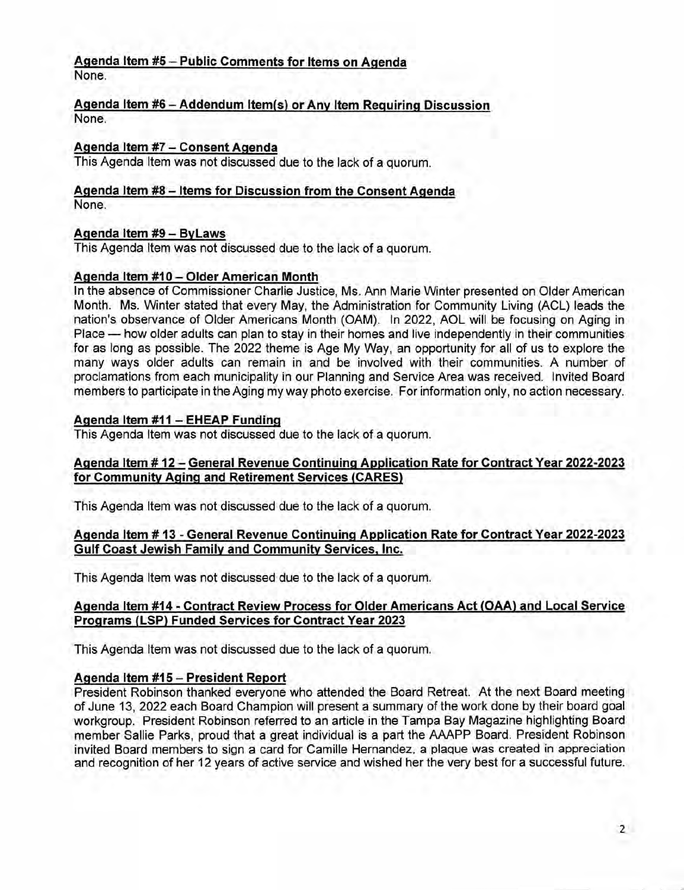**Agenda Item #5 – Public Comments for Items on Agenda**
None.

**Agenda Item #6 – Addendum Item(s) or Any Item Requiring Discussion**
None.

**Agenda Item #7 – Consent Agenda**
This Agenda Item was not discussed due to the lack of a quorum.

**Agenda Item #8 – Items for Discussion from the Consent Agenda**
None.

**Agenda Item #9 – ByLaws**
This Agenda Item was not discussed due to the lack of a quorum.

**Agenda Item #10 – Older American Month**
In the absence of Commissioner Charlie Justice, Ms. Ann Marie Winter presented on Older American Month. Ms. Winter stated that every May, the Administration for Community Living (ACL) leads the nation's observance of Older Americans Month (OAM). In 2022, AOL will be focusing on Aging in Place — how older adults can plan to stay in their homes and live independently in their communities for as long as possible. The 2022 theme is Age My Way, an opportunity for all of us to explore the many ways older adults can remain in and be involved with their communities. A number of proclamations from each municipality in our Planning and Service Area was received. Invited Board members to participate in the Aging my way photo exercise. For information only, no action necessary.

**Agenda Item #11 – EHEAP Funding**
This Agenda Item was not discussed due to the lack of a quorum.

**Agenda Item # 12 – General Revenue Continuing Application Rate for Contract Year 2022-2023 for Community Aging and Retirement Services (CARES)**

This Agenda Item was not discussed due to the lack of a quorum.

**Agenda Item # 13 - General Revenue Continuing Application Rate for Contract Year 2022-2023 Gulf Coast Jewish Family and Community Services, Inc.**

This Agenda Item was not discussed due to the lack of a quorum.

**Agenda Item #14 - Contract Review Process for Older Americans Act (OAA) and Local Service Programs (LSP) Funded Services for Contract Year 2023**

This Agenda Item was not discussed due to the lack of a quorum.

**Agenda Item #15 – President Report**
President Robinson thanked everyone who attended the Board Retreat. At the next Board meeting of June 13, 2022 each Board Champion will present a summary of the work done by their board goal workgroup. President Robinson referred to an article in the Tampa Bay Magazine highlighting Board member Sallie Parks, proud that a great individual is a part the AAAPP Board. President Robinson invited Board members to sign a card for Camille Hernandez, a plaque was created in appreciation and recognition of her 12 years of active service and wished her the very best for a successful future.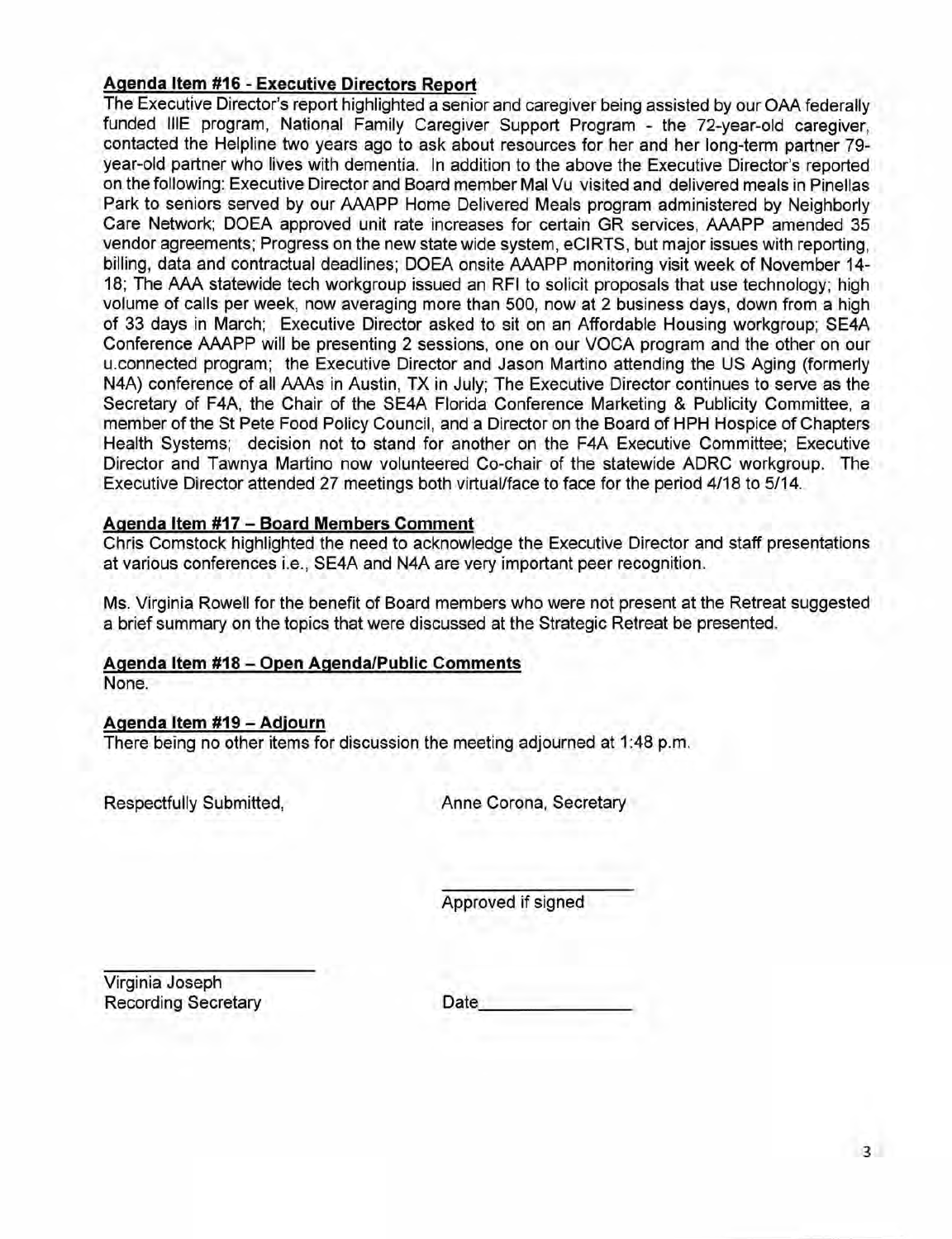**Agenda Item #16 - Executive Directors Report**

The Executive Director's report highlighted a senior and caregiver being assisted by our OAA federally funded IIIE program, National Family Caregiver Support Program - the 72-year-old caregiver, contacted the Helpline two years ago to ask about resources for her and her long-term partner 79-year-old partner who lives with dementia. In addition to the above the Executive Director's reported on the following: Executive Director and Board member Mal Vu visited and delivered meals in Pinellas Park to seniors served by our AAAPP Home Delivered Meals program administered by Neighborly Care Network; DOEA approved unit rate increases for certain GR services, AAAPP amended 35 vendor agreements; Progress on the new state wide system, eCIRTS, but major issues with reporting, billing, data and contractual deadlines; DOEA onsite AAAPP monitoring visit week of November 14-18; The AAA statewide tech workgroup issued an RFI to solicit proposals that use technology; high volume of calls per week, now averaging more than 500, now at 2 business days, down from a high of 33 days in March; Executive Director asked to sit on an Affordable Housing workgroup; SE4A Conference AAAPP will be presenting 2 sessions, one on our VOCA program and the other on our u.connected program; the Executive Director and Jason Martino attending the US Aging (formerly N4A) conference of all AAAs in Austin, TX in July; The Executive Director continues to serve as the Secretary of F4A, the Chair of the SE4A Florida Conference Marketing & Publicity Committee, a member of the St Pete Food Policy Council, and a Director on the Board of HPH Hospice of Chapters Health Systems; decision not to stand for another on the F4A Executive Committee; Executive Director and Tawnya Martino now volunteered Co-chair of the statewide ADRC workgroup. The Executive Director attended 27 meetings both virtual/face to face for the period 4/18 to 5/14.

**Agenda Item #17 – Board Members Comment**

Chris Comstock highlighted the need to acknowledge the Executive Director and staff presentations at various conferences i.e., SE4A and N4A are very important peer recognition.

Ms. Virginia Rowell for the benefit of Board members who were not present at the Retreat suggested a brief summary on the topics that were discussed at the Strategic Retreat be presented.

**Agenda Item #18 – Open Agenda/Public Comments**

None.

**Agenda Item #19 – Adjourn**

There being no other items for discussion the meeting adjourned at 1:48 p.m.

Respectfully Submitted, Anne Corona, Secretary

\_\_\_\_\_\_\_\_\_\_\_\_\_\_\_\_\_\_\_\_
Approved if signed

\_\_\_\_\_\_\_\_\_\_\_\_\_\_\_\_\_\_\_\_
Virginia Joseph
Recording Secretary

Date\_\_\_\_\_\_\_\_\_\_\_\_\_\_\_\_